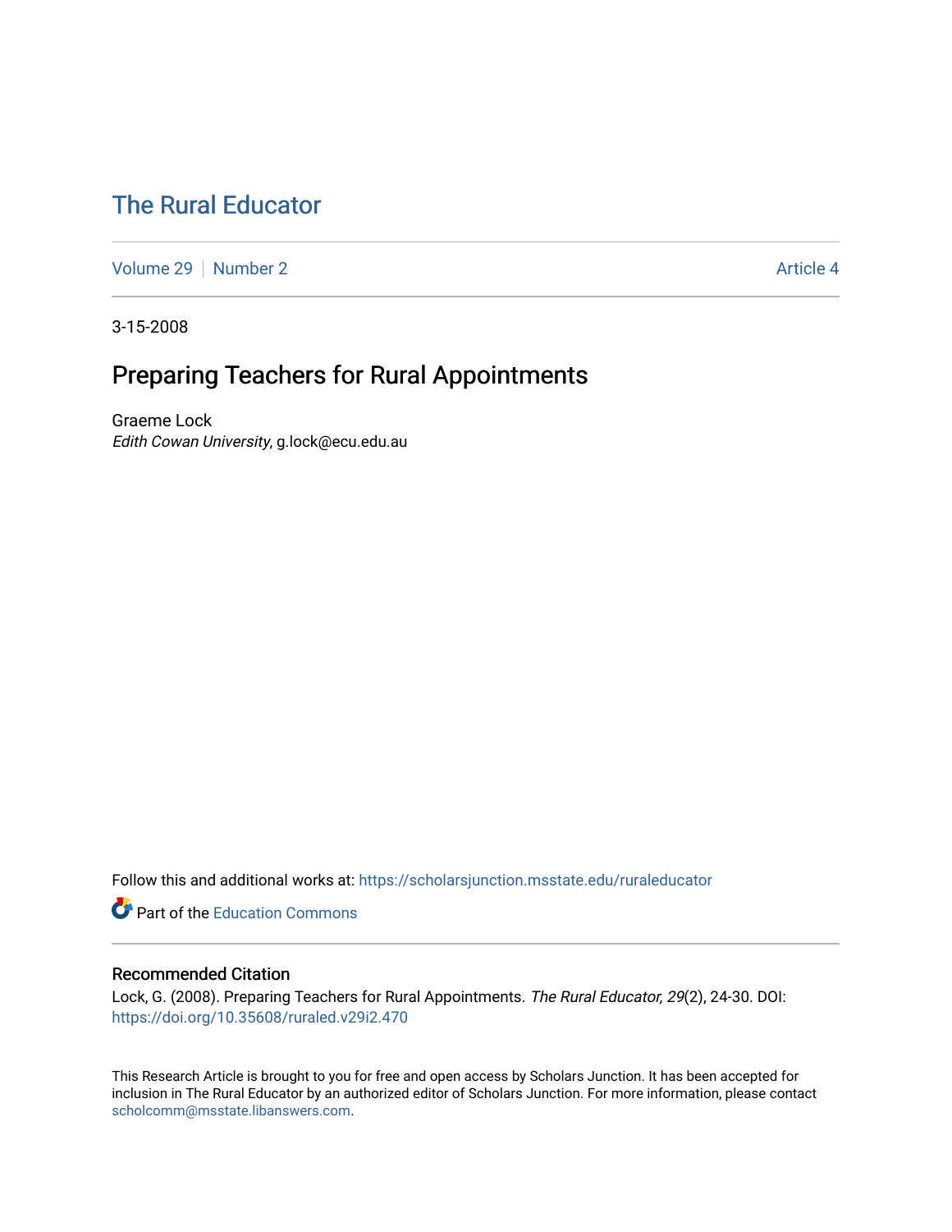# The Rural Educator

Volume 29 | Number 2 | Article 4

3-15-2008

## Preparing Teachers for Rural Appointments

Graeme Lock
*Edith Cowan University*, g.lock@ecu.edu.au

Follow this and additional works at: https://scholarsjunction.msstate.edu/ruraleducator

Part of the Education Commons

### Recommended Citation

Lock, G. (2008). Preparing Teachers for Rural Appointments. *The Rural Educator, 29*(2), 24-30. DOI: https://doi.org/10.35608/ruraled.v29i2.470

This Research Article is brought to you for free and open access by Scholars Junction. It has been accepted for inclusion in The Rural Educator by an authorized editor of Scholars Junction. For more information, please contact scholcomm@msstate.libanswers.com.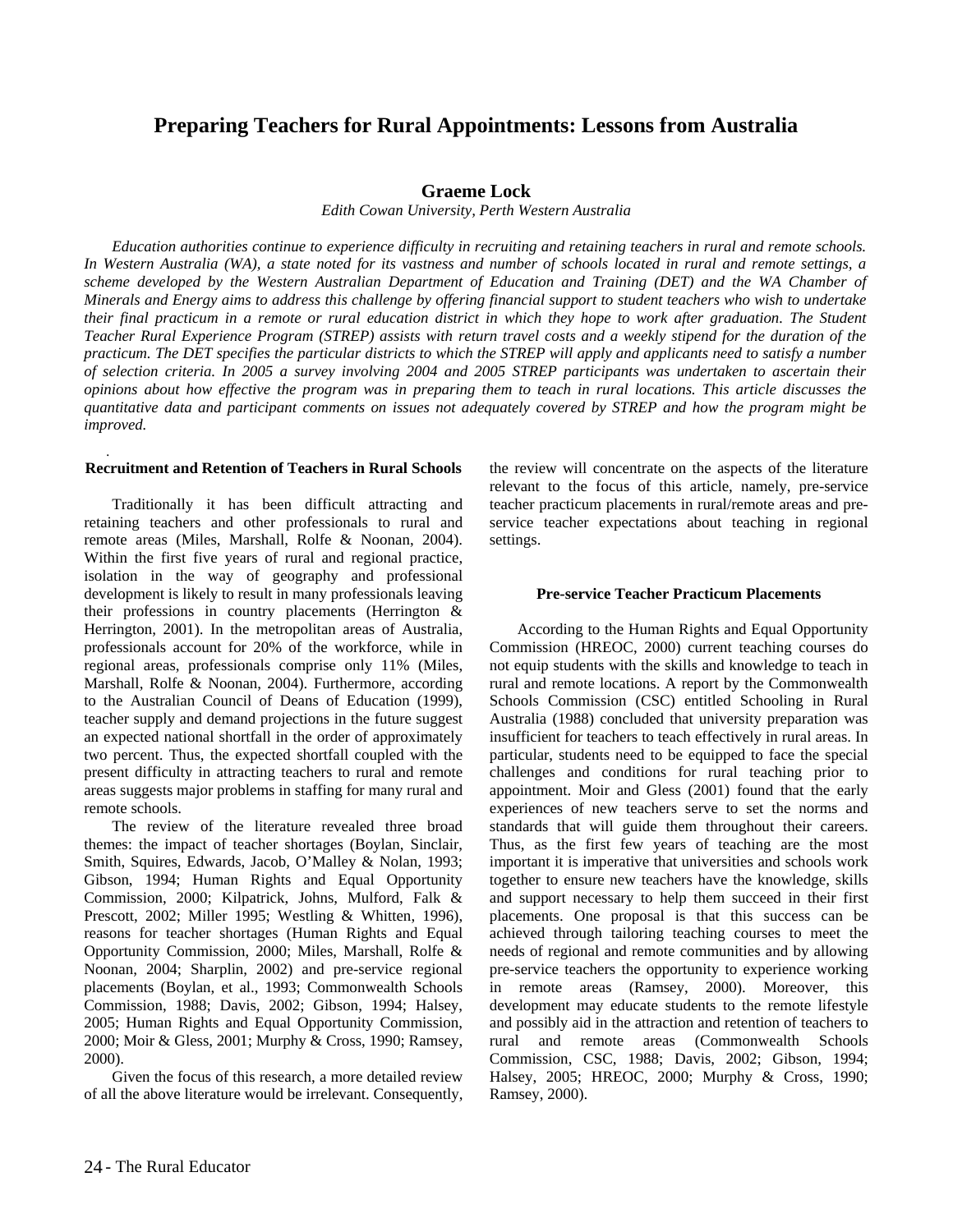# Preparing Teachers for Rural Appointments: Lessons from Australia

**Graeme Lock**

*Edith Cowan University, Perth Western Australia*

*Education authorities continue to experience difficulty in recruiting and retaining teachers in rural and remote schools. In Western Australia (WA), a state noted for its vastness and number of schools located in rural and remote settings, a scheme developed by the Western Australian Department of Education and Training (DET) and the WA Chamber of Minerals and Energy aims to address this challenge by offering financial support to student teachers who wish to undertake their final practicum in a remote or rural education district in which they hope to work after graduation. The Student Teacher Rural Experience Program (STREP) assists with return travel costs and a weekly stipend for the duration of the practicum. The DET specifies the particular districts to which the STREP will apply and applicants need to satisfy a number of selection criteria. In 2005 a survey involving 2004 and 2005 STREP participants was undertaken to ascertain their opinions about how effective the program was in preparing them to teach in rural locations. This article discusses the quantitative data and participant comments on issues not adequately covered by STREP and how the program might be improved.*

## Recruitment and Retention of Teachers in Rural Schools

Traditionally it has been difficult attracting and retaining teachers and other professionals to rural and remote areas (Miles, Marshall, Rolfe & Noonan, 2004). Within the first five years of rural and regional practice, isolation in the way of geography and professional development is likely to result in many professionals leaving their professions in country placements (Herrington & Herrington, 2001). In the metropolitan areas of Australia, professionals account for 20% of the workforce, while in regional areas, professionals comprise only 11% (Miles, Marshall, Rolfe & Noonan, 2004). Furthermore, according to the Australian Council of Deans of Education (1999), teacher supply and demand projections in the future suggest an expected national shortfall in the order of approximately two percent. Thus, the expected shortfall coupled with the present difficulty in attracting teachers to rural and remote areas suggests major problems in staffing for many rural and remote schools.

The review of the literature revealed three broad themes: the impact of teacher shortages (Boylan, Sinclair, Smith, Squires, Edwards, Jacob, O'Malley & Nolan, 1993; Gibson, 1994; Human Rights and Equal Opportunity Commission, 2000; Kilpatrick, Johns, Mulford, Falk & Prescott, 2002; Miller 1995; Westling & Whitten, 1996), reasons for teacher shortages (Human Rights and Equal Opportunity Commission, 2000; Miles, Marshall, Rolfe & Noonan, 2004; Sharplin, 2002) and pre-service regional placements (Boylan, et al., 1993; Commonwealth Schools Commission, 1988; Davis, 2002; Gibson, 1994; Halsey, 2005; Human Rights and Equal Opportunity Commission, 2000; Moir & Gless, 2001; Murphy & Cross, 1990; Ramsey, 2000).

Given the focus of this research, a more detailed review of all the above literature would be irrelevant. Consequently, the review will concentrate on the aspects of the literature relevant to the focus of this article, namely, pre-service teacher practicum placements in rural/remote areas and pre-service teacher expectations about teaching in regional settings.

## Pre-service Teacher Practicum Placements

According to the Human Rights and Equal Opportunity Commission (HREOC, 2000) current teaching courses do not equip students with the skills and knowledge to teach in rural and remote locations. A report by the Commonwealth Schools Commission (CSC) entitled Schooling in Rural Australia (1988) concluded that university preparation was insufficient for teachers to teach effectively in rural areas. In particular, students need to be equipped to face the special challenges and conditions for rural teaching prior to appointment. Moir and Gless (2001) found that the early experiences of new teachers serve to set the norms and standards that will guide them throughout their careers. Thus, as the first few years of teaching are the most important it is imperative that universities and schools work together to ensure new teachers have the knowledge, skills and support necessary to help them succeed in their first placements. One proposal is that this success can be achieved through tailoring teaching courses to meet the needs of regional and remote communities and by allowing pre-service teachers the opportunity to experience working in remote areas (Ramsey, 2000). Moreover, this development may educate students to the remote lifestyle and possibly aid in the attraction and retention of teachers to rural and remote areas (Commonwealth Schools Commission, CSC, 1988; Davis, 2002; Gibson, 1994; Halsey, 2005; HREOC, 2000; Murphy & Cross, 1990; Ramsey, 2000).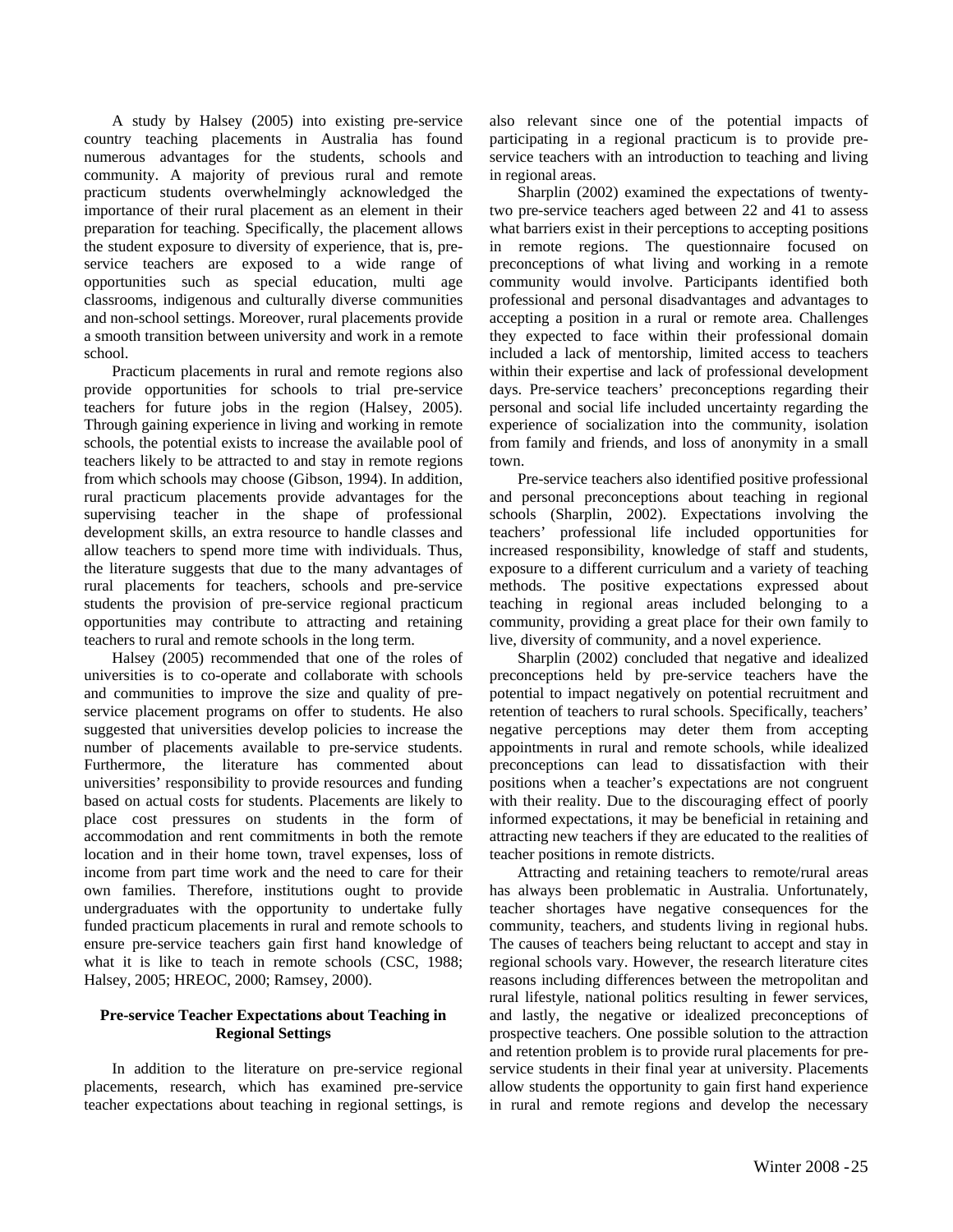A study by Halsey (2005) into existing pre-service country teaching placements in Australia has found numerous advantages for the students, schools and community. A majority of previous rural and remote practicum students overwhelmingly acknowledged the importance of their rural placement as an element in their preparation for teaching. Specifically, the placement allows the student exposure to diversity of experience, that is, pre-service teachers are exposed to a wide range of opportunities such as special education, multi age classrooms, indigenous and culturally diverse communities and non-school settings. Moreover, rural placements provide a smooth transition between university and work in a remote school.

Practicum placements in rural and remote regions also provide opportunities for schools to trial pre-service teachers for future jobs in the region (Halsey, 2005). Through gaining experience in living and working in remote schools, the potential exists to increase the available pool of teachers likely to be attracted to and stay in remote regions from which schools may choose (Gibson, 1994). In addition, rural practicum placements provide advantages for the supervising teacher in the shape of professional development skills, an extra resource to handle classes and allow teachers to spend more time with individuals. Thus, the literature suggests that due to the many advantages of rural placements for teachers, schools and pre-service students the provision of pre-service regional practicum opportunities may contribute to attracting and retaining teachers to rural and remote schools in the long term.

Halsey (2005) recommended that one of the roles of universities is to co-operate and collaborate with schools and communities to improve the size and quality of pre-service placement programs on offer to students. He also suggested that universities develop policies to increase the number of placements available to pre-service students. Furthermore, the literature has commented about universities' responsibility to provide resources and funding based on actual costs for students. Placements are likely to place cost pressures on students in the form of accommodation and rent commitments in both the remote location and in their home town, travel expenses, loss of income from part time work and the need to care for their own families. Therefore, institutions ought to provide undergraduates with the opportunity to undertake fully funded practicum placements in rural and remote schools to ensure pre-service teachers gain first hand knowledge of what it is like to teach in remote schools (CSC, 1988; Halsey, 2005; HREOC, 2000; Ramsey, 2000).

### Pre-service Teacher Expectations about Teaching in Regional Settings

In addition to the literature on pre-service regional placements, research, which has examined pre-service teacher expectations about teaching in regional settings, is also relevant since one of the potential impacts of participating in a regional practicum is to provide pre-service teachers with an introduction to teaching and living in regional areas.

Sharplin (2002) examined the expectations of twenty-two pre-service teachers aged between 22 and 41 to assess what barriers exist in their perceptions to accepting positions in remote regions. The questionnaire focused on preconceptions of what living and working in a remote community would involve. Participants identified both professional and personal disadvantages and advantages to accepting a position in a rural or remote area. Challenges they expected to face within their professional domain included a lack of mentorship, limited access to teachers within their expertise and lack of professional development days. Pre-service teachers' preconceptions regarding their personal and social life included uncertainty regarding the experience of socialization into the community, isolation from family and friends, and loss of anonymity in a small town.

Pre-service teachers also identified positive professional and personal preconceptions about teaching in regional schools (Sharplin, 2002). Expectations involving the teachers' professional life included opportunities for increased responsibility, knowledge of staff and students, exposure to a different curriculum and a variety of teaching methods. The positive expectations expressed about teaching in regional areas included belonging to a community, providing a great place for their own family to live, diversity of community, and a novel experience.

Sharplin (2002) concluded that negative and idealized preconceptions held by pre-service teachers have the potential to impact negatively on potential recruitment and retention of teachers to rural schools. Specifically, teachers' negative perceptions may deter them from accepting appointments in rural and remote schools, while idealized preconceptions can lead to dissatisfaction with their positions when a teacher's expectations are not congruent with their reality. Due to the discouraging effect of poorly informed expectations, it may be beneficial in retaining and attracting new teachers if they are educated to the realities of teacher positions in remote districts.

Attracting and retaining teachers to remote/rural areas has always been problematic in Australia. Unfortunately, teacher shortages have negative consequences for the community, teachers, and students living in regional hubs. The causes of teachers being reluctant to accept and stay in regional schools vary. However, the research literature cites reasons including differences between the metropolitan and rural lifestyle, national politics resulting in fewer services, and lastly, the negative or idealized preconceptions of prospective teachers. One possible solution to the attraction and retention problem is to provide rural placements for pre-service students in their final year at university. Placements allow students the opportunity to gain first hand experience in rural and remote regions and develop the necessary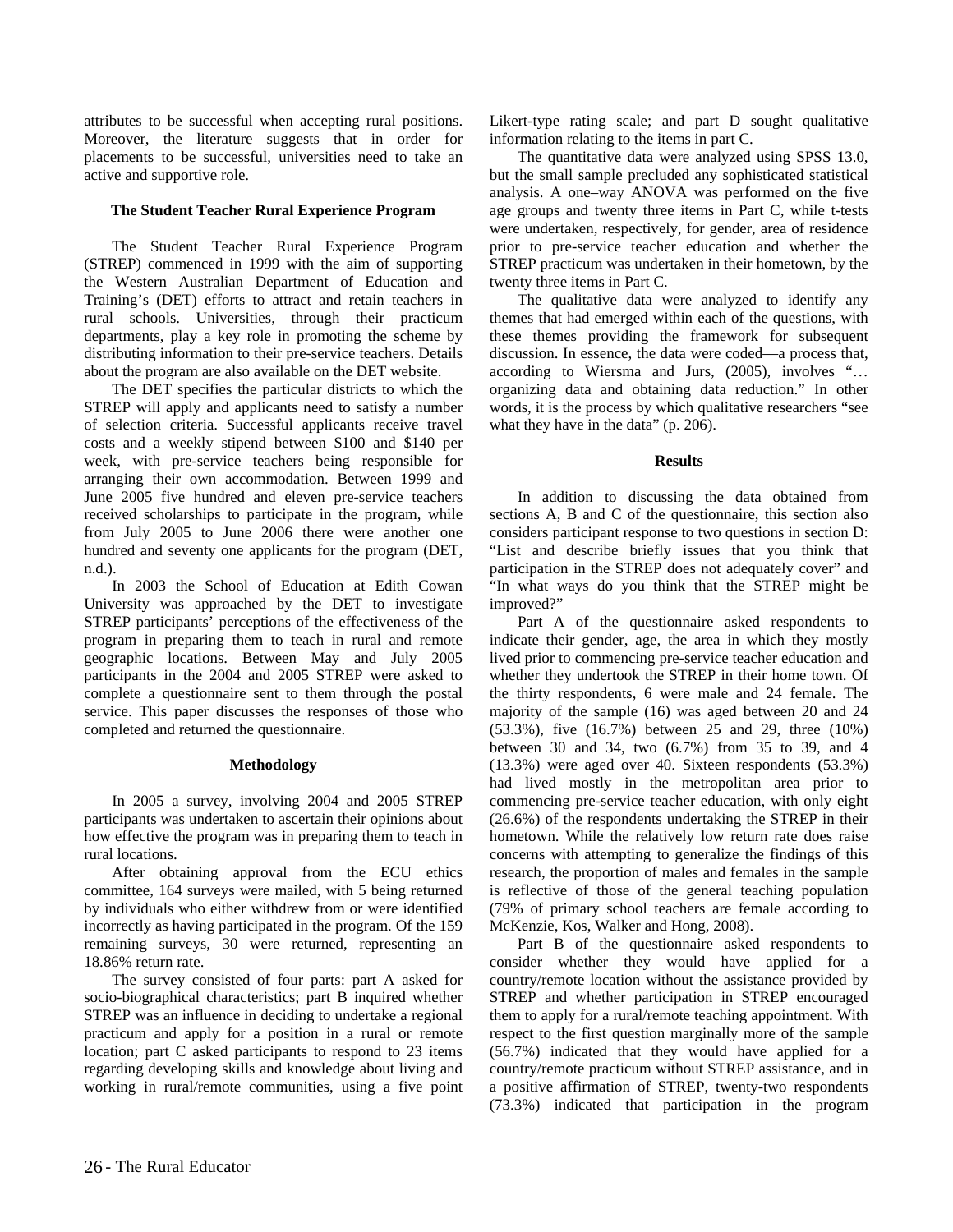attributes to be successful when accepting rural positions. Moreover, the literature suggests that in order for placements to be successful, universities need to take an active and supportive role.

### The Student Teacher Rural Experience Program

The Student Teacher Rural Experience Program (STREP) commenced in 1999 with the aim of supporting the Western Australian Department of Education and Training's (DET) efforts to attract and retain teachers in rural schools. Universities, through their practicum departments, play a key role in promoting the scheme by distributing information to their pre-service teachers. Details about the program are also available on the DET website.

The DET specifies the particular districts to which the STREP will apply and applicants need to satisfy a number of selection criteria. Successful applicants receive travel costs and a weekly stipend between $100 and $140 per week, with pre-service teachers being responsible for arranging their own accommodation. Between 1999 and June 2005 five hundred and eleven pre-service teachers received scholarships to participate in the program, while from July 2005 to June 2006 there were another one hundred and seventy one applicants for the program (DET, n.d.).

In 2003 the School of Education at Edith Cowan University was approached by the DET to investigate STREP participants' perceptions of the effectiveness of the program in preparing them to teach in rural and remote geographic locations. Between May and July 2005 participants in the 2004 and 2005 STREP were asked to complete a questionnaire sent to them through the postal service. This paper discusses the responses of those who completed and returned the questionnaire.

### Methodology

In 2005 a survey, involving 2004 and 2005 STREP participants was undertaken to ascertain their opinions about how effective the program was in preparing them to teach in rural locations.

After obtaining approval from the ECU ethics committee, 164 surveys were mailed, with 5 being returned by individuals who either withdrew from or were identified incorrectly as having participated in the program. Of the 159 remaining surveys, 30 were returned, representing an 18.86% return rate.

The survey consisted of four parts: part A asked for socio-biographical characteristics; part B inquired whether STREP was an influence in deciding to undertake a regional practicum and apply for a position in a rural or remote location; part C asked participants to respond to 23 items regarding developing skills and knowledge about living and working in rural/remote communities, using a five point Likert-type rating scale; and part D sought qualitative information relating to the items in part C.

The quantitative data were analyzed using SPSS 13.0, but the small sample precluded any sophisticated statistical analysis. A one–way ANOVA was performed on the five age groups and twenty three items in Part C, while t-tests were undertaken, respectively, for gender, area of residence prior to pre-service teacher education and whether the STREP practicum was undertaken in their hometown, by the twenty three items in Part C.

The qualitative data were analyzed to identify any themes that had emerged within each of the questions, with these themes providing the framework for subsequent discussion. In essence, the data were coded—a process that, according to Wiersma and Jurs, (2005), involves "… organizing data and obtaining data reduction." In other words, it is the process by which qualitative researchers "see what they have in the data" (p. 206).

### Results

In addition to discussing the data obtained from sections A, B and C of the questionnaire, this section also considers participant response to two questions in section D: "List and describe briefly issues that you think that participation in the STREP does not adequately cover" and "In what ways do you think that the STREP might be improved?"

Part A of the questionnaire asked respondents to indicate their gender, age, the area in which they mostly lived prior to commencing pre-service teacher education and whether they undertook the STREP in their home town. Of the thirty respondents, 6 were male and 24 female. The majority of the sample (16) was aged between 20 and 24 (53.3%), five (16.7%) between 25 and 29, three (10%) between 30 and 34, two (6.7%) from 35 to 39, and 4 (13.3%) were aged over 40. Sixteen respondents (53.3%) had lived mostly in the metropolitan area prior to commencing pre-service teacher education, with only eight (26.6%) of the respondents undertaking the STREP in their hometown. While the relatively low return rate does raise concerns with attempting to generalize the findings of this research, the proportion of males and females in the sample is reflective of those of the general teaching population (79% of primary school teachers are female according to McKenzie, Kos, Walker and Hong, 2008).

Part B of the questionnaire asked respondents to consider whether they would have applied for a country/remote location without the assistance provided by STREP and whether participation in STREP encouraged them to apply for a rural/remote teaching appointment. With respect to the first question marginally more of the sample (56.7%) indicated that they would have applied for a country/remote practicum without STREP assistance, and in a positive affirmation of STREP, twenty-two respondents (73.3%) indicated that participation in the program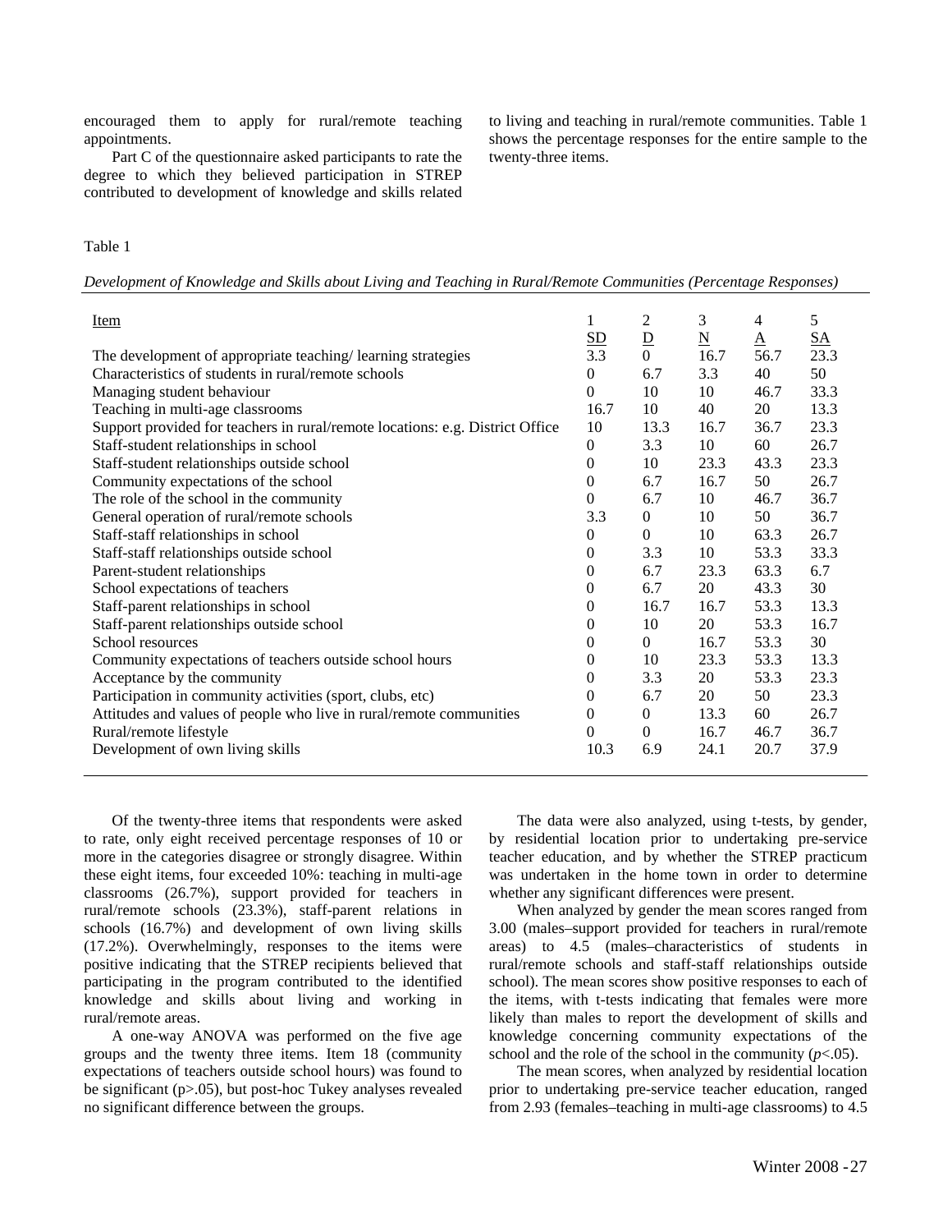encouraged them to apply for rural/remote teaching appointments.

Part C of the questionnaire asked participants to rate the degree to which they believed participation in STREP contributed to development of knowledge and skills related to living and teaching in rural/remote communities. Table 1 shows the percentage responses for the entire sample to the twenty-three items.

Table 1

*Development of Knowledge and Skills about Living and Teaching in Rural/Remote Communities (Percentage Responses)*

| Item | 1 SD | 2 D | 3 N | 4 A | 5 SA |
|---|---|---|---|---|---|
| The development of appropriate teaching/ learning strategies | 3.3 | 0 | 16.7 | 56.7 | 23.3 |
| Characteristics of students in rural/remote schools | 0 | 6.7 | 3.3 | 40 | 50 |
| Managing student behaviour | 0 | 10 | 10 | 46.7 | 33.3 |
| Teaching in multi-age classrooms | 16.7 | 10 | 40 | 20 | 13.3 |
| Support provided for teachers in rural/remote locations: e.g. District Office | 10 | 13.3 | 16.7 | 36.7 | 23.3 |
| Staff-student relationships in school | 0 | 3.3 | 10 | 60 | 26.7 |
| Staff-student relationships outside school | 0 | 10 | 23.3 | 43.3 | 23.3 |
| Community expectations of the school | 0 | 6.7 | 16.7 | 50 | 26.7 |
| The role of the school in the community | 0 | 6.7 | 10 | 46.7 | 36.7 |
| General operation of rural/remote schools | 3.3 | 0 | 10 | 50 | 36.7 |
| Staff-staff relationships in school | 0 | 0 | 10 | 63.3 | 26.7 |
| Staff-staff relationships outside school | 0 | 3.3 | 10 | 53.3 | 33.3 |
| Parent-student relationships | 0 | 6.7 | 23.3 | 63.3 | 6.7 |
| School expectations of teachers | 0 | 6.7 | 20 | 43.3 | 30 |
| Staff-parent relationships in school | 0 | 16.7 | 16.7 | 53.3 | 13.3 |
| Staff-parent relationships outside school | 0 | 10 | 20 | 53.3 | 16.7 |
| School resources | 0 | 0 | 16.7 | 53.3 | 30 |
| Community expectations of teachers outside school hours | 0 | 10 | 23.3 | 53.3 | 13.3 |
| Acceptance by the community | 0 | 3.3 | 20 | 53.3 | 23.3 |
| Participation in community activities (sport, clubs, etc) | 0 | 6.7 | 20 | 50 | 23.3 |
| Attitudes and values of people who live in rural/remote communities | 0 | 0 | 13.3 | 60 | 26.7 |
| Rural/remote lifestyle | 0 | 0 | 16.7 | 46.7 | 36.7 |
| Development of own living skills | 10.3 | 6.9 | 24.1 | 20.7 | 37.9 |

Of the twenty-three items that respondents were asked to rate, only eight received percentage responses of 10 or more in the categories disagree or strongly disagree. Within these eight items, four exceeded 10%: teaching in multi-age classrooms (26.7%), support provided for teachers in rural/remote schools (23.3%), staff-parent relations in schools (16.7%) and development of own living skills (17.2%). Overwhelmingly, responses to the items were positive indicating that the STREP recipients believed that participating in the program contributed to the identified knowledge and skills about living and working in rural/remote areas.

A one-way ANOVA was performed on the five age groups and the twenty three items. Item 18 (community expectations of teachers outside school hours) was found to be significant ($p>.05$), but post-hoc Tukey analyses revealed no significant difference between the groups.

The data were also analyzed, using t-tests, by gender, by residential location prior to undertaking pre-service teacher education, and by whether the STREP practicum was undertaken in the home town in order to determine whether any significant differences were present.

When analyzed by gender the mean scores ranged from 3.00 (males–support provided for teachers in rural/remote areas) to 4.5 (males–characteristics of students in rural/remote schools and staff-staff relationships outside school). The mean scores show positive responses to each of the items, with t-tests indicating that females were more likely than males to report the development of skills and knowledge concerning community expectations of the school and the role of the school in the community ($p<.05$).

The mean scores, when analyzed by residential location prior to undertaking pre-service teacher education, ranged from 2.93 (females–teaching in multi-age classrooms) to 4.5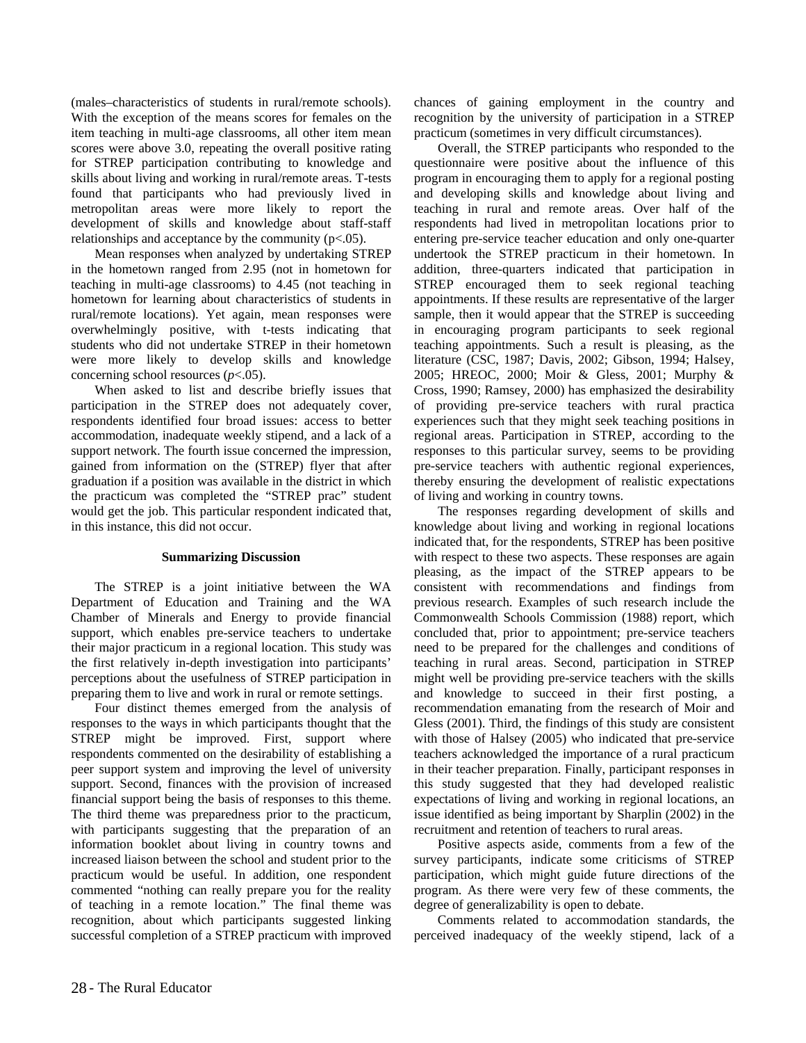(males–characteristics of students in rural/remote schools). With the exception of the means scores for females on the item teaching in multi-age classrooms, all other item mean scores were above 3.0, repeating the overall positive rating for STREP participation contributing to knowledge and skills about living and working in rural/remote areas. T-tests found that participants who had previously lived in metropolitan areas were more likely to report the development of skills and knowledge about staff-staff relationships and acceptance by the community ($p<.05$).

Mean responses when analyzed by undertaking STREP in the hometown ranged from 2.95 (not in hometown for teaching in multi-age classrooms) to 4.45 (not teaching in hometown for learning about characteristics of students in rural/remote locations). Yet again, mean responses were overwhelmingly positive, with t-tests indicating that students who did not undertake STREP in their hometown were more likely to develop skills and knowledge concerning school resources ($p<.05$).

When asked to list and describe briefly issues that participation in the STREP does not adequately cover, respondents identified four broad issues: access to better accommodation, inadequate weekly stipend, and a lack of a support network. The fourth issue concerned the impression, gained from information on the (STREP) flyer that after graduation if a position was available in the district in which the practicum was completed the "STREP prac" student would get the job. This particular respondent indicated that, in this instance, this did not occur.

## Summarizing Discussion

The STREP is a joint initiative between the WA Department of Education and Training and the WA Chamber of Minerals and Energy to provide financial support, which enables pre-service teachers to undertake their major practicum in a regional location. This study was the first relatively in-depth investigation into participants' perceptions about the usefulness of STREP participation in preparing them to live and work in rural or remote settings.

Four distinct themes emerged from the analysis of responses to the ways in which participants thought that the STREP might be improved. First, support where respondents commented on the desirability of establishing a peer support system and improving the level of university support. Second, finances with the provision of increased financial support being the basis of responses to this theme. The third theme was preparedness prior to the practicum, with participants suggesting that the preparation of an information booklet about living in country towns and increased liaison between the school and student prior to the practicum would be useful. In addition, one respondent commented "nothing can really prepare you for the reality of teaching in a remote location." The final theme was recognition, about which participants suggested linking successful completion of a STREP practicum with improved chances of gaining employment in the country and recognition by the university of participation in a STREP practicum (sometimes in very difficult circumstances).

Overall, the STREP participants who responded to the questionnaire were positive about the influence of this program in encouraging them to apply for a regional posting and developing skills and knowledge about living and teaching in rural and remote areas. Over half of the respondents had lived in metropolitan locations prior to entering pre-service teacher education and only one-quarter undertook the STREP practicum in their hometown. In addition, three-quarters indicated that participation in STREP encouraged them to seek regional teaching appointments. If these results are representative of the larger sample, then it would appear that the STREP is succeeding in encouraging program participants to seek regional teaching appointments. Such a result is pleasing, as the literature (CSC, 1987; Davis, 2002; Gibson, 1994; Halsey, 2005; HREOC, 2000; Moir & Gless, 2001; Murphy & Cross, 1990; Ramsey, 2000) has emphasized the desirability of providing pre-service teachers with rural practica experiences such that they might seek teaching positions in regional areas. Participation in STREP, according to the responses to this particular survey, seems to be providing pre-service teachers with authentic regional experiences, thereby ensuring the development of realistic expectations of living and working in country towns.

The responses regarding development of skills and knowledge about living and working in regional locations indicated that, for the respondents, STREP has been positive with respect to these two aspects. These responses are again pleasing, as the impact of the STREP appears to be consistent with recommendations and findings from previous research. Examples of such research include the Commonwealth Schools Commission (1988) report, which concluded that, prior to appointment; pre-service teachers need to be prepared for the challenges and conditions of teaching in rural areas. Second, participation in STREP might well be providing pre-service teachers with the skills and knowledge to succeed in their first posting, a recommendation emanating from the research of Moir and Gless (2001). Third, the findings of this study are consistent with those of Halsey (2005) who indicated that pre-service teachers acknowledged the importance of a rural practicum in their teacher preparation. Finally, participant responses in this study suggested that they had developed realistic expectations of living and working in regional locations, an issue identified as being important by Sharplin (2002) in the recruitment and retention of teachers to rural areas.

Positive aspects aside, comments from a few of the survey participants, indicate some criticisms of STREP participation, which might guide future directions of the program. As there were very few of these comments, the degree of generalizability is open to debate.

Comments related to accommodation standards, the perceived inadequacy of the weekly stipend, lack of a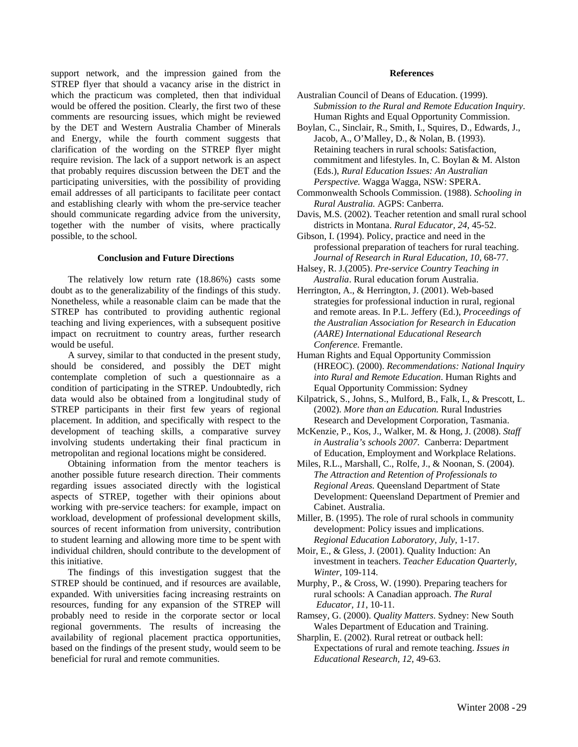support network, and the impression gained from the STREP flyer that should a vacancy arise in the district in which the practicum was completed, then that individual would be offered the position. Clearly, the first two of these comments are resourcing issues, which might be reviewed by the DET and Western Australia Chamber of Minerals and Energy, while the fourth comment suggests that clarification of the wording on the STREP flyer might require revision. The lack of a support network is an aspect that probably requires discussion between the DET and the participating universities, with the possibility of providing email addresses of all participants to facilitate peer contact and establishing clearly with whom the pre-service teacher should communicate regarding advice from the university, together with the number of visits, where practically possible, to the school.

### Conclusion and Future Directions

The relatively low return rate (18.86%) casts some doubt as to the generalizability of the findings of this study. Nonetheless, while a reasonable claim can be made that the STREP has contributed to providing authentic regional teaching and living experiences, with a subsequent positive impact on recruitment to country areas, further research would be useful.

A survey, similar to that conducted in the present study, should be considered, and possibly the DET might contemplate completion of such a questionnaire as a condition of participating in the STREP. Undoubtedly, rich data would also be obtained from a longitudinal study of STREP participants in their first few years of regional placement. In addition, and specifically with respect to the development of teaching skills, a comparative survey involving students undertaking their final practicum in metropolitan and regional locations might be considered.

Obtaining information from the mentor teachers is another possible future research direction. Their comments regarding issues associated directly with the logistical aspects of STREP, together with their opinions about working with pre-service teachers: for example, impact on workload, development of professional development skills, sources of recent information from university, contribution to student learning and allowing more time to be spent with individual children, should contribute to the development of this initiative.

The findings of this investigation suggest that the STREP should be continued, and if resources are available, expanded. With universities facing increasing restraints on resources, funding for any expansion of the STREP will probably need to reside in the corporate sector or local regional governments. The results of increasing the availability of regional placement practica opportunities, based on the findings of the present study, would seem to be beneficial for rural and remote communities.

### References

Australian Council of Deans of Education. (1999). *Submission to the Rural and Remote Education Inquiry*. Human Rights and Equal Opportunity Commission.

Boylan, C., Sinclair, R., Smith, I., Squires, D., Edwards, J., Jacob, A., O'Malley, D., & Nolan, B. (1993). Retaining teachers in rural schools: Satisfaction, commitment and lifestyles. In, C. Boylan & M. Alston (Eds.), *Rural Education Issues: An Australian Perspective.* Wagga Wagga, NSW: SPERA.

Commonwealth Schools Commission. (1988). *Schooling in Rural Australia.* AGPS: Canberra.

Davis, M.S. (2002). Teacher retention and small rural school districts in Montana. *Rural Educator, 24*, 45-52.

Gibson, I. (1994). Policy, practice and need in the professional preparation of teachers for rural teaching. *Journal of Research in Rural Education, 10*, 68-77.

Halsey, R. J.(2005). *Pre-service Country Teaching in Australia*. Rural education forum Australia.

Herrington, A., & Herrington, J. (2001). Web-based strategies for professional induction in rural, regional and remote areas. In P.L. Jeffery (Ed.), *Proceedings of the Australian Association for Research in Education (AARE) International Educational Research Conference.* Fremantle.

Human Rights and Equal Opportunity Commission (HREOC). (2000). *Recommendations: National Inquiry into Rural and Remote Education*. Human Rights and Equal Opportunity Commission: Sydney

Kilpatrick, S., Johns, S., Mulford, B., Falk, I., & Prescott, L. (2002). *More than an Education.* Rural Industries Research and Development Corporation, Tasmania.

McKenzie, P., Kos, J., Walker, M. & Hong, J. (2008). *Staff in Australia's schools 2007.* Canberra: Department of Education, Employment and Workplace Relations.

Miles, R.L., Marshall, C., Rolfe, J., & Noonan, S. (2004). *The Attraction and Retention of Professionals to Regional Areas.* Queensland Department of State Development: Queensland Department of Premier and Cabinet. Australia.

Miller, B. (1995). The role of rural schools in community development: Policy issues and implications. *Regional Education Laboratory, July,* 1-17.

Moir, E., & Gless, J. (2001). Quality Induction: An investment in teachers. *Teacher Education Quarterly, Winter,* 109-114.

Murphy, P., & Cross, W. (1990). Preparing teachers for rural schools: A Canadian approach. *The Rural Educator, 11*, 10-11.

Ramsey, G. (2000). *Quality Matters.* Sydney: New South Wales Department of Education and Training.

Sharplin, E. (2002). Rural retreat or outback hell: Expectations of rural and remote teaching. *Issues in Educational Research, 12*, 49-63.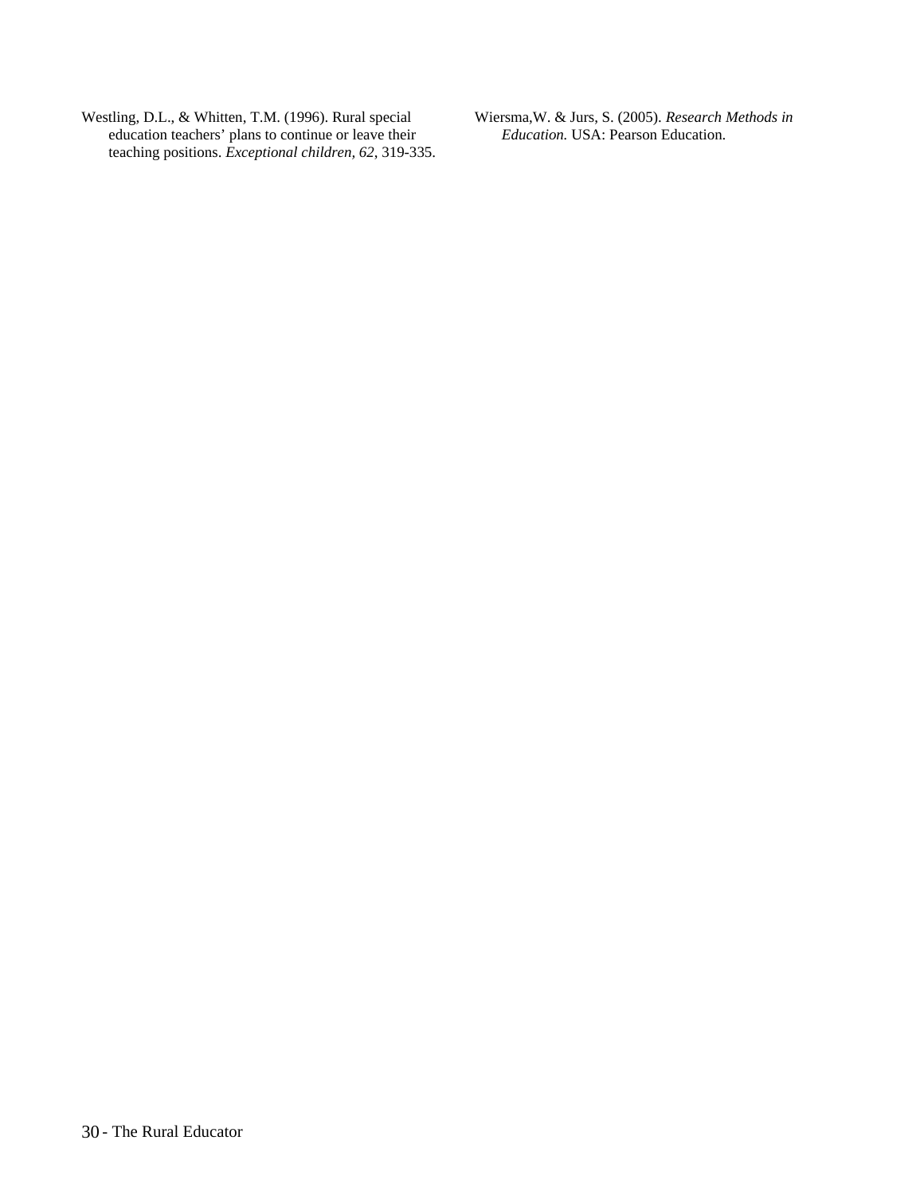Westling, D.L., & Whitten, T.M. (1996). Rural special education teachers' plans to continue or leave their teaching positions. *Exceptional children, 62*, 319-335.

Wiersma,W. & Jurs, S. (2005). *Research Methods in Education.* USA: Pearson Education.